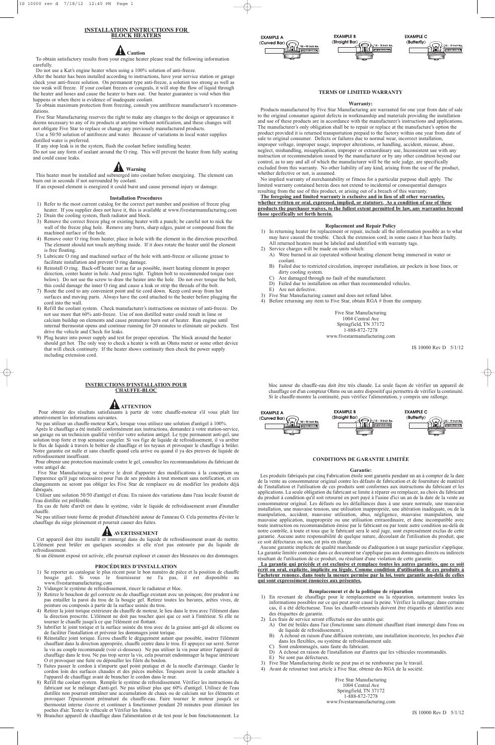## INSTALLATION INSTRUCTIONS FOR BLOCK HEATERS

### Caution

To obtain satisfactory results from your engine heater please read the following information carefully.

Do not use a Kat's engine heater when using a 100% solution of anti-freeze.

After the heater has been installed according to instructions, have your service station or garage check your anti-freeze solution. On permanent type anti-freeze, a solution too strong as well as too weak will freeze. If your coolant freezes or congeals, it will stop the flow of liquid through the heater and hoses and cause the heater to burn out. Our heater guarantee is void when this happens or when there is evidence of inadequate coolant.

To obtain maximum protection from freezing, consult you antifreeze manufacturer's recommendations.

Five Star Manufacturing reserves the right to make any changes to the design or appearance it deems necessary to any of its products at anytime without notification, and these changes will not obligate Five Star to replace or change any previously manufactured products.

Use a 50/50 solution of antifreeze and water. Because of variations in local water supplies distilled water is preferred.

If any stop leak is in the system, flush the coolant before installing heater.

Do not use any form of sealant around the O ring. This will prevent the heater from fully seating and could cause leaks.

### Warning

This heater must be installed and submerged into coolant before energizing. The element can burn out in seconds if not surrounded by coolant.

If an exposed element is energized it could burst and cause personal injury or damage.

### Installation Procedures

1) Refer to the most current catalog for the correct part number and position of freeze plug heater. If you supplier does not have it, this is available at www.fivestarmanufacturing.com
2) Drain the cooling system, flush radiator and block.
3) Remove the correct freeze plug or existing heater with a punch; be careful not to nick the wall of the freeze plug hole. Remove any burrs, sharp edges, paint or compound from the machined surface of the hole.
4) Remove outer O ring from heater, place in hole with the element in the direction prescribed. The element should not touch anything inside. If it does rotate the heater until the element is free floating.
5) Lubricate O ring and machined surface of the hole with anti-freeze or silicone grease to facilitate installation and prevent O ring damage.
6) Reinstall O ring. Back-off heater nut as far as possible, insert heating element in proper direction, center heater in hole. And press tight. Tighten bolt to recommended torque (see below). Do not use the screw to draw the heater into the hole. Do not over torque the bolt, this could damage the inner O ring and cause a leak or strip the threads of the bolt.
7) Route the cord to any convenient point and tie cord down. Keep cord away from hot surfaces and moving parts. Always have the cord attached to the heater before plugging the cord into the wall.
8) Refill the coolant system. Check manufacturer's instructions on mixture of anti-freeze. Do not use more that 60% anti-freeze. Use of non distilled water could result in lime or calcium buildup on elements and cause premature burn out of heater. Run engine until internal thermostat opens and continue running for 20 minutes to eliminate air pockets. Test drive the vehicle and Check for leaks.
9) Plug heater into power supply and test for proper operation. The block around the heater should get hot. The only way to check a heater is with an Ohms meter or some other device that will check continuity. If the heater shows continuity then check the power supply including extension cord.

EXAMPLE A (Curved Bar) 60 - 90 inch lbs.

EXAMPLE B (Straight Bar) 15 - 18 inch lbs.

EXAMPLE C (Butterfly) 15 - 19 inch lbs.

## TERMS OF LIMITED WARRANTY

### Warranty:

Products manufactured by Five Star Manufacturing are warranted for one year from date of sale to the original consumer against defects in workmanship and materials providing the installation and use of these products are in accordance with the manufacturer's instructions and applications. The manufacturer's only obligation shall be to repair or replace at the manufacturer's option the product provided it is returned transportation prepaid to the factory within one year from date of sale to original consumer. Defects or failures due to normal wear, incorrect installation, improper voltage, improper usage, improper alterations, or handling, accident, misuse, abuse, neglect, mishandling, misapplication, improper or extraordinary use, Inconsistent use with any instruction or recommendation issued by the manufacturer or by any other condition beyond our control, as to any and all of which the manufacturer will be the sole judge, are specifically excluded from this warranty. No other liability of any kind, arising from the use of the product, whether defective or not, is assumed.

No implied warranty of merchantability or fitness for a particular purpose shall apply. The limited warranty contained herein does not extend to incidental or consequential damages resulting from the use of this product, or arising out of a breach of this warranty.

**The foregoing and limited warranty is exclusive and in lieu of all other warranties, whether written or oral, expressed, implied, or statutory. As a condition of use of these products the purchaser waives, to the fullest extent permitted by law, any warranties beyond those specifically set forth herein.**

### Replacement and Repair Policy

1) In returning heater for replacement or repair, include all the information possible as to what may have caused the trouble. Check the extension cord; in some cases it has been faulty. All returned heaters must be labeled and identified with warranty tags.
2) Service charges will be made on units which:
   A) Were burned in air (operated without heating element being immersed in water or coolant.
   B) Failed due to restricted circulation, improper installation, air pockets in hose lines, or dirty cooling system.
   C) Are damaged through no fault of the manufacturer.
   D) Failed due to installation on other than recommended vehicles.
   E) Are not defective.
3) Five Star Manufacturing cannot and does not refund labor.
4) Before returning any item to Five Star, obtain RGA # from the company.

Five Star Manufacturing
1004 Central Ave
Springfield, TN 37172
1-888-872-7278
www.fivestarmanufacturing.com

IS 10000 Rev D 5/1/12

## INSTRUCTIONS D'INSTALLATION POUR CHAUFFE-BLOC

### ATTENTION

Pour obtenir des résultats satisfaisants à partir de votre chauffe-moteur s'il vous plaît lire attentivement les informations suivantes.

Ne pas utiliser un chauffe-moteur Kat's, lorsque vous utilisez une solution d'antigel à 100%.

Après le chauffage a été installé conformément aux instructions, demandez à votre station-service, un garage ou un technicien qualifié vérifier votre solution antigel. Le type permanent anti-gel, une solution trop forte et trop semaine congeler. Si vos fige de liquide de refroidissement, il va arrêter le flux de liquide à travers le boîtier de chauffage et les tuyaux et provoquer le chauffage à brûler. Notre garantie est nulle et sans chauffé quand cela arrive ou quand il ya des preuves de liquide de refroidissement insuffisant.

Pour obtenir une protection maximale contre le gel, consultez les recommandations du fabricant de votre antigel de.

Five Star Manufacturing se réserve le droit d'apporter des modifications à la conception ou l'apparence qu'il juge nécessaires pour l'un de ses produits à tout moment sans notification, et ces changements ne seront pas obliger les Five Star de remplacer ou de modifier les produits déjà fabriqués.

Utiliser une solution 50/50 d'antigel et d'eau. En raison des variations dans l'eau locale fournit de l'eau distillée est préférable.

En cas de fuite d'arrêt est dans le système, vider le liquide de refroidissement avant d'installer chauffe.

Ne pas utiliser toute forme de produit d'étanchéité autour de l'anneau O. Cela permettra d'éviter le chauffage du siège pleinement et pourrait causer des fuites.

### AVERTISSEMENT

Cet appareil doit être installé et immergé dans du liquide de refroidissement avant de mettre. L'élément peut brûler en quelques secondes si elle n'est pas entourée par du liquide de refroidissement.

Si un élément exposé est activée, elle pourrait exploser et causer des blessures ou des dommages.

### PROCÉDURES D'INSTALLATION

1) Se reporter au catalogue le plus récent pour le bon numéro de pièce et la position de chauffe bougie gel. Si vous le fournisseur ne l'a pas, il est disponible au www.fivestarmanufacturing.com
2) Vidanger le système de refroidissement, rincer le radiateur et bloc.
3) Retirez le bouchon de gel correcte ou de chauffage existant avec un poinçon; être prudent à ne pas entailler la paroi du trou de la bougie gel. Retirez toutes les bavures, arêtes vives, de peinture ou composés à partir de la surface usinée du trou.
4) Retirer la joint torique extérieure du chauffe de moteur, le lieu dans le trou avec l'élément dans la direction prescrite. L'élément ne doit pas toucher quoi que ce soit à l'intérieur. Si elle ne tourner le chauffe jusqu'à ce que l'élément est flottant.
5) lubrifier le joint torique et la surface usinée du trou avec de la graisse anti-gel de silicone ou de faciliter l'installation et prévenir les dommages joint torique.
6) Réinstallez joint torique. Écrou chauffe le dégagement autant que possible, insérer l'élément chauffant dans la direction appropriée, chauffe centre dans le trou. Et appuyez sur serré. Serrer la vis au couple recommandé (voir ci-dessous). Ne pas utiliser la vis pour attirer l'appareil de chauffage dans le trou. Ne pas trop serrer la vis, cela pourrait endommager la bague intérieure O et provoquer une fuite ou dépouiller les filets du boulon.
7) Faites passer le cordon à n'importe quel point pratique et de la moelle d'arrimage. Garder le cordon loin des surfaces chaudes et des pièces mobiles. Toujours avoir la corde attachée à l'appareil de chauffage avant de brancher le cordon dans le mur.
8) Refill the coolant system. Remplir le système de refroidissement. Vérifiez les instructions du fabricant sur le mélange d'anti-gel. Ne pas utiliser plus que 60% d'antigel. Utilisez de l'eau distillée non pourrait entraîner une accumulation de chaux ou de calcium sur les éléments et provoquer l'épuisement prématuré du chauffe-eau. Faire tourner le moteur jusqu'à ce thermostat interne s'ouvre et continuer à fonctionner pendant 20 minutes pour éliminer les poches d'air. Testez le véhicule et Vérifier les fuites.
9) Branchez appareil de chauffage dans l'alimentation et de test pour le bon fonctionnement. Le bloc autour du chauffe-eau doit être très chaude. La seule façon de vérifier un appareil de chauffage est d'un compteur Ohms ou un autre dispositif qui permettra de vérifier la continuité. Si le chauffe-montre la continuité, puis vérifiez l'alimentation, y compris une rallonge.

EXAMPLE A (Curved Bar) 60 - 90 inch lbs.

EXAMPLE B (Straight Bar) 15 - 18 inch lbs.

EXAMPLE C (Butterfly) 15 - 19 inch lbs.

## CONDITIONS DE GARANTIE LIMITÉE

### Garantie:

Les produits fabriqués par cinq Fabrication étoile sont garantis pendant un an à compter de la date de la vente au consommateur original contre les défauts de fabrication et de fourniture de matériel de l'installation et l'utilisation de ces produits sont conformes aux instructions du fabricant et les applications. La seule obligation du fabricant se limite à réparer ou remplacer, au choix du fabricant du produit à condition qu'il soit retourné en port payé à l'usine d'ici un an de la date de la vente au consommateur original. Les défauts ou les défaillances dues à une usure normale, une mauvaise installation, une mauvaise tension, une utilisation inappropriée, une altération inadéquate, ou de la manipulation, accident, mauvaise utilisation, abus, négligence, mauvaise manipulation, une mauvaise application, inappropriée ou une utilisation extraordinaire, et donc incompatible avec toute instruction ou recommandation émise par le fabricant ou par toute autre condition au-delà de notre contrôle, à toute et tous que le fabricant sera le seul juge, sont expressément exclus de cette garantie. Aucune autre responsabilité de quelque nature, découlant de l'utilisation du produit, que ce soit défectueux ou non, est pris en charge.

Aucune garantie implicite de qualité marchande ou d'adéquation à un usage particulier s'applique. La garantie limitée contenue dans ce document ne s'applique pas aux dommages directs ou indirects résultant de l'utilisation de ce produit, ou résultant d'une violation de cette garantie.

**La garantie qui précède et est exclusive et remplace toutes les autres garanties, que ce soit écrit ou oral, explicite, implicite ou légale. Comme condition d'utilisation de ces produits à l'acheteur renonce, dans toute la mesure permise par la loi, toute garantie au-delà de celles qui sont expressément énoncées aux présentes.**

### Remplacement et de la politique de réparation

1) En revenant de chauffage pour le remplacement ou la réparation, notamment toutes les informations possibles sur ce qui peut avoir causé la peine. Vérifiez la rallonge; dans certains cas, il a été défectueuse. Tous les chauffe-retournés doivent être étiquetés et identifiés avec des étiquettes de garantie.
2) Les frais de service seront effectués sur des unités qui:
   A) Ont été brûlés dans l'air (fonctionne sans élément chauffant étant immergé dans l'eau ou de liquide de refroidissement.).
   B) A échoué en raison d'une diffusion restreinte, une installation incorrecte, les poches d'air dans les flexibles, ou système de refroidissement sale.
   C) Sont endommagés, sans faute du fabricant.
   D) A échoué en raison de l'installation sur d'autres que les véhicules recommandés.
   E) Ne sont pas défectueux.
3) Five Star Manufacturing étoile ne peut pas et ne rembourse pas le travail.
4) Avant de retourner tout article à Five Star, obtenir des RGA de la société.

Five Star Manufacturing
1004 Central Ave
Springfield, TN 37172
1-888-872-7278
www.fivestarmanufacturing.com

IS 10000 Rev D 5/1/12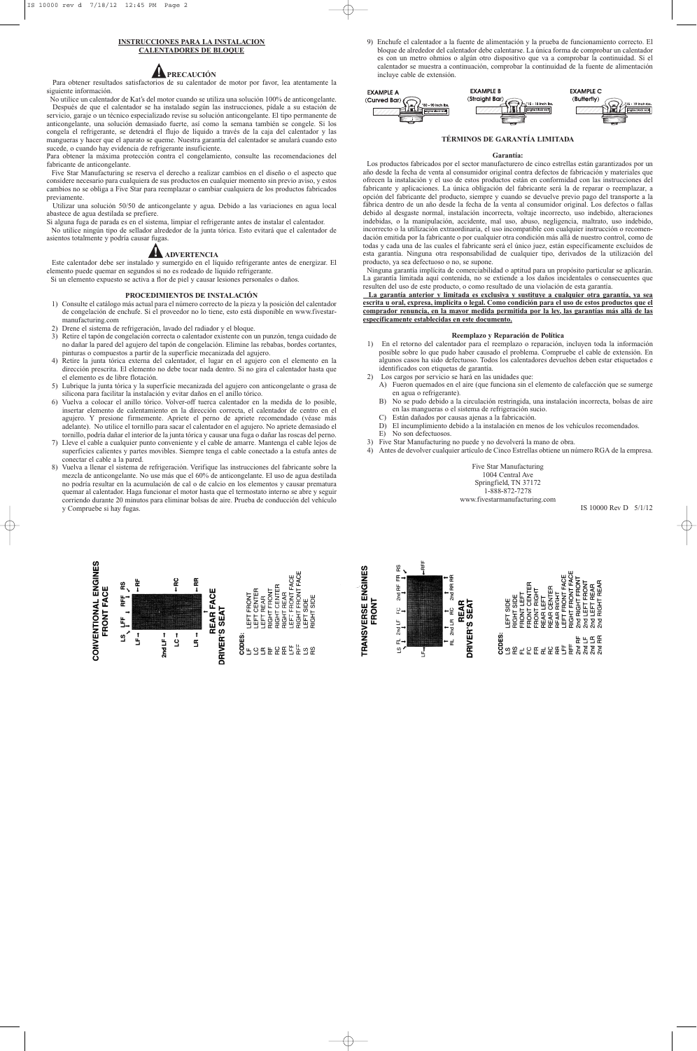## INSTRUCCIONES PARA LA INSTALACION CALENTADORES DE BLOQUE

### PRECAUCIÓN

Para obtener resultados satisfactorios de su calentador de motor por favor, lea atentamente la siguiente información.

No utilice un calentador de Kat's del motor cuando se utiliza una solución 100% de anticongelante. Después de que el calentador se ha instalado según las instrucciones, pídale a su estación de servicio, garaje o un técnico especializado revise su solución anticongelante. El tipo permanente de anticongelante, una solución demasiado fuerte, así como la semana también se congele. Si los congela el refrigerante, se detendrá el flujo de líquido a través de la caja del calentador y las mangueras y hacer que el aparato se queme. Nuestra garantía del calentador se anulará cuando esto sucede, o cuando hay evidencia de refrigerante insuficiente.

Para obtener la máxima protección contra el congelamiento, consulte las recomendaciones del fabricante de anticongelante.

Five Star Manufacturing se reserva el derecho a realizar cambios en el diseño o el aspecto que considere necesario para cualquiera de sus productos en cualquier momento sin previo aviso, y estos cambios no se obliga a Five Star para reemplazar o cambiar cualquiera de los productos fabricados previamente.

Utilizar una solución 50/50 de anticongelante y agua. Debido a las variaciones en agua local abastece de agua destilada se prefiere.

Si alguna fuga de parada es en el sistema, limpiar el refrigerante antes de instalar el calentador.

No utilice ningún tipo de sellador alrededor de la junta tórica. Esto evitará que el calentador de asientos totalmente y podría causar fugas.

### ADVERTENCIA

Este calentador debe ser instalado y sumergido en el líquido refrigerante antes de energizar. El elemento puede quemar en segundos si no es rodeado de líquido refrigerante.

Si un elemento expuesto se activa a flor de piel y causar lesiones personales o daños.

### PROCEDIMIENTOS DE INSTALACIÓN

1) Consulte el catálogo más actual para el número correcto de la pieza y la posición del calentador de congelación de enchufe. Si el proveedor no lo tiene, esto está disponible en www.fivestar-manufacturing.com
2) Drene el sistema de refrigeración, lavado del radiador y el bloque.
3) Retire el tapón de congelación correcta o calentador existente con un punzón, tenga cuidado de no dañar la pared del agujero del tapón de congelación. Elimine las rebabas, bordes cortantes, pinturas o compuestos a partir de la superficie mecanizada del agujero.
4) Retire la junta tórica externa del calentador, el lugar en el agujero con el elemento en la dirección prescrita. El elemento no debe tocar nada dentro. Si no gira el calentador hasta que el elemento es de libre flotación.
5) Lubrique la junta tórica y la superficie mecanizada del agujero con anticongelante o grasa de silicona para facilitar la instalación y evitar daños en el anillo tórico.
6) Vuelva a colocar el anillo tórico. Volver-off tuerca calentador en la medida de lo posible, insertar elemento de calentamiento en la dirección correcta, el calentador de centro en el agujero. Y presione firmemente. Apriete el perno de apriete recomendado (véase más adelante). No utilice el tornillo para sacar el calentador en el agujero. No apriete demasiado el tornillo, podría dañar el interior de la junta tórica y causar una fuga o dañar las roscas del perno.
7) Lleve el cable a cualquier punto conveniente y el cable de amarre. Mantenga el cable lejos de superficies calientes y partes movibles. Siempre tenga el cable conectado a la estufa antes de conectar el cable a la pared.
8) Vuelva a llenar el sistema de refrigeración. Verifique las instrucciones del fabricante sobre la mezcla de anticongelante. No use más que el 60% de anticongelante. El uso de agua destilada no podría resultar en la acumulación de cal o de calcio en los elementos y causar prematura quemar al calentador. Haga funcionar el motor hasta que el termostato interno se abre y seguir corriendo durante 20 minutos para eliminar bolsas de aire. Prueba de conducción del vehículo y Compruebe si hay fugas.
9) Enchufe el calentador a la fuente de alimentación y la prueba de funcionamiento correcto. El bloque de alrededor del calentador debe calentarse. La única forma de comprobar un calentador es con un metro ohmios o algún otro dispositivo que va a comprobar la continuidad. Si el calentador se muestra a continuación, comprobar la continuidad de la fuente de alimentación incluye cable de extensión.

EXAMPLE A (Curved Bar) 80 - 90 inch lbs.

EXAMPLE B (Straight Bar) 15 - 18 inch lbs.

EXAMPLE C (Butterfly) 15 - 19 inch lbs.

### TÉRMINOS DE GARANTÍA LIMITADA

#### Garantía:

Los productos fabricados por el sector manufacturero de cinco estrellas están garantizados por un año desde la fecha de venta al consumidor original contra defectos de fabricación y materiales que ofrecen la instalación y el uso de estos productos están en conformidad con las instrucciones del fabricante y aplicaciones. La única obligación del fabricante será la de reparar o reemplazar, a opción del fabricante del producto, siempre y cuando se devuelve previo pago del transporte a la fábrica dentro de un año desde la fecha de la venta al consumidor original. Los defectos o fallas debido al desgaste normal, instalación incorrecta, voltaje incorrecto, uso indebido, alteraciones indebidas, o la manipulación, accidente, mal uso, abuso, negligencia, maltrato, uso indebido, incorrecto o la utilización extraordinaria, el uso incompatible con cualquier instrucción o recomendación emitida por para el fabricante o por cualquier otra condición más allá de nuestro control, como de todas y cada una de las cuales el fabricante será el único juez, están específicamente excluidos de esta garantía. Ninguna otra responsabilidad de cualquier tipo, derivados de la utilización del producto, ya sea defectuoso o no, se supone.

Ninguna garantía implícita de comerciabilidad o aptitud para un propósito particular se aplicarán. La garantía limitada aquí contenida, no se extiende a los daños incidentales o consecuentes que resulten del uso de este producto, o como resultado de una violación de esta garantía.

**La garantía anterior y limitada es exclusiva y sustituye a cualquier otra garantía, ya sea escrita u oral, expresa, implícita o legal. Como condición para el uso de estos productos que el comprador renuncia, en la mayor medida permitida por la ley, las garantías más allá de las específicamente establecidas en este documento.**

#### Reemplazo y Reparación de Política

1) En el retorno del calentador para el reemplazo o reparación, incluyen toda la información posible sobre lo que pudo haber causado el problema. Compruebe el cable de extensión. En algunos casos ha sido defectuoso. Todos los calentadores devueltos deben estar etiquetados e identificados con etiquetas de garantía.
2) Los cargos por servicio se hará en las unidades que:
   - A) Fueron quemados en el aire (que funciona sin el elemento de calefacción que se sumerge en agua o refrigerante).
   - B) No se pudo debido a la circulación restringida, una instalación incorrecta, bolsas de aire en las mangueras o el sistema de refrigeración sucio.
   - C) Están dañados por causas ajenas a la fabricación.
   - D) El incumplimiento debido a la instalación en menos de los vehículos recomendados.
   - E) No son defectuosos.
3) Five Star Manufacturing no puede y no devolverá la mano de obra.
4) Antes de devolver cualquier artículo de Cinco Estrellas obtiene un número RGA de la empresa.

Five Star Manufacturing
1004 Central Ave
Springfield, TN 37172
1-888-872-7278
www.fivestarmanufacturing.com

IS 10000 Rev D 5/1/12

**CONVENTIONAL ENGINES**
**FRONT FACE**

LS LFF RFF RS
LF RF
2nd LF RC
LC
LR RR

**REAR FACE**
**DRIVER'S SEAT**

**CODES:**
LF LEFT FRONT
LC LEFT CENTER
LR LEFT REAR
RF RIGHT FRONT
RC RIGHT CENTER
RR RIGHT REAR
LFF LEFT FRONT FACE
RFF RIGHT FRONT FACE
LS LEFT SIDE
RS RIGHT SIDE

**TRANSVERSE ENGINES**
**FRONT**

LS FL 2nd LF FC 2nd RF FR RS
RFF
LFF
RL 2nd LR RC 2nd RR RR

**REAR**
**DRIVER'S SEAT**

**CODES:**
LS LEFT SIDE
RS RIGHT SIDE
FL FRONT LEFT
FC FRONT CENTER
FR FRONT RIGHT
RL REAR LEFT
RC REAR CENTER
RR REAR RIGHT
LFF LEFT FRONT FACE
RFF RIGHT FRONT FACE
2nd RF 2nd RIGHT FRONT
2nd LF 2nd LEFT FRONT
2nd LR 2nd LEFT REAR
2nd RR 2nd RIGHT REAR